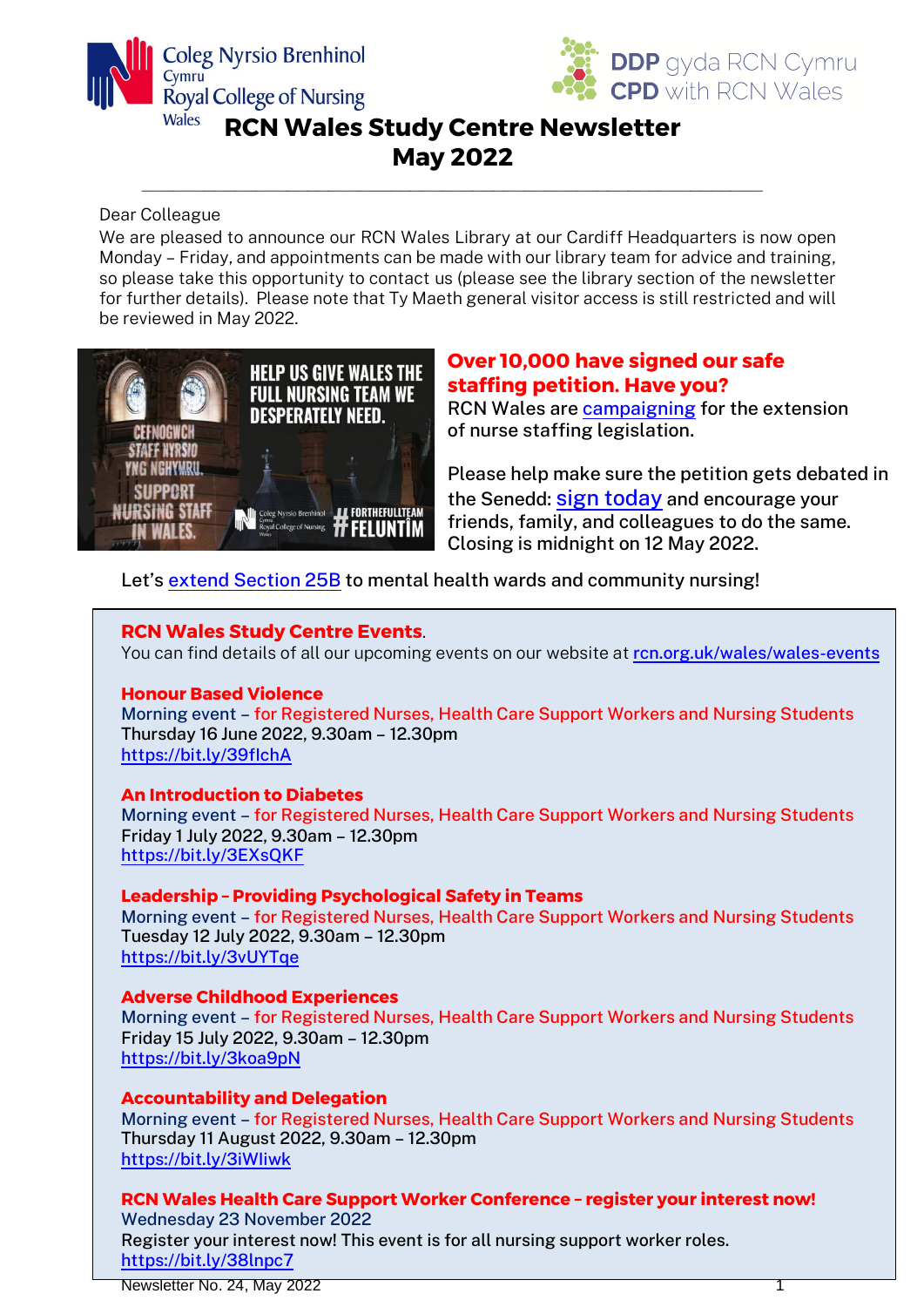Coleg Nyrsio Brenhinol Cymru
Royal College of Nursing Wales

DDP gyda RCN Cymru
CPD with RCN Wales

# RCN Wales Study Centre Newsletter May 2022

Dear Colleague

We are pleased to announce our RCN Wales Library at our Cardiff Headquarters is now open Monday – Friday, and appointments can be made with our library team for advice and training, so please take this opportunity to contact us (please see the library section of the newsletter for further details). Please note that Ty Maeth general visitor access is still restricted and will be reviewed in May 2022.

## Over 10,000 have signed our safe staffing petition. Have you?

RCN Wales are campaigning for the extension of nurse staffing legislation.

Please help make sure the petition gets debated in the Senedd: sign today and encourage your friends, family, and colleagues to do the same. Closing is midnight on 12 May 2022.

Let's extend Section 25B to mental health wards and community nursing!

## RCN Wales Study Centre Events.

You can find details of all our upcoming events on our website at rcn.org.uk/wales/wales-events

### Honour Based Violence

Morning event – for Registered Nurses, Health Care Support Workers and Nursing Students
Thursday 16 June 2022, 9.30am – 12.30pm
https://bit.ly/39flchA

### An Introduction to Diabetes

Morning event – for Registered Nurses, Health Care Support Workers and Nursing Students
Friday 1 July 2022, 9.30am – 12.30pm
https://bit.ly/3EXsQKF

### Leadership – Providing Psychological Safety in Teams

Morning event – for Registered Nurses, Health Care Support Workers and Nursing Students
Tuesday 12 July 2022, 9.30am – 12.30pm
https://bit.ly/3vUYTqe

### Adverse Childhood Experiences

Morning event – for Registered Nurses, Health Care Support Workers and Nursing Students
Friday 15 July 2022, 9.30am – 12.30pm
https://bit.ly/3koa9pN

### Accountability and Delegation

Morning event – for Registered Nurses, Health Care Support Workers and Nursing Students
Thursday 11 August 2022, 9.30am – 12.30pm
https://bit.ly/3iWIiwk

### RCN Wales Health Care Support Worker Conference – register your interest now!

Wednesday 23 November 2022
Register your interest now! This event is for all nursing support worker roles.
https://bit.ly/38lnpc7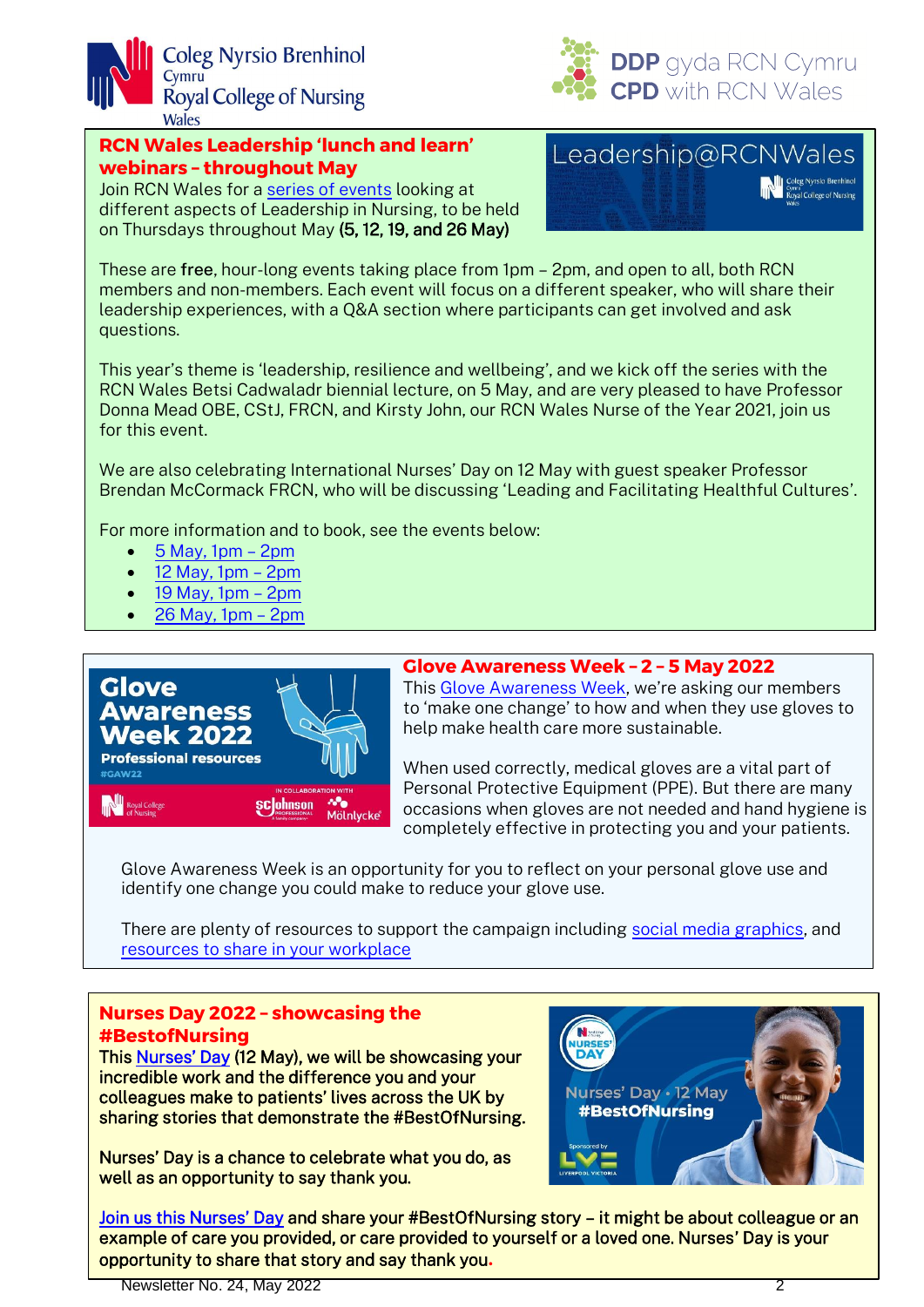## RCN Wales Leadership 'lunch and learn' webinars – throughout May

Join RCN Wales for a series of events looking at different aspects of Leadership in Nursing, to be held on Thursdays throughout May **(5, 12, 19, and 26 May)**

These are **free**, hour-long events taking place from 1pm – 2pm, and open to all, both RCN members and non-members. Each event will focus on a different speaker, who will share their leadership experiences, with a Q&A section where participants can get involved and ask questions.

This year's theme is 'leadership, resilience and wellbeing', and we kick off the series with the RCN Wales Betsi Cadwaladr biennial lecture, on 5 May, and are very pleased to have Professor Donna Mead OBE, CStJ, FRCN, and Kirsty John, our RCN Wales Nurse of the Year 2021, join us for this event.

We are also celebrating International Nurses' Day on 12 May with guest speaker Professor Brendan McCormack FRCN, who will be discussing 'Leading and Facilitating Healthful Cultures'.

For more information and to book, see the events below:

- 5 May, 1pm – 2pm
- 12 May, 1pm – 2pm
- 19 May, 1pm – 2pm
- 26 May, 1pm – 2pm

## Glove Awareness Week – 2 – 5 May 2022

This Glove Awareness Week, we're asking our members to 'make one change' to how and when they use gloves to help make health care more sustainable.

When used correctly, medical gloves are a vital part of Personal Protective Equipment (PPE). But there are many occasions when gloves are not needed and hand hygiene is completely effective in protecting you and your patients.

Glove Awareness Week is an opportunity for you to reflect on your personal glove use and identify one change you could make to reduce your glove use.

There are plenty of resources to support the campaign including social media graphics, and resources to share in your workplace

## Nurses Day 2022 – showcasing the #BestofNursing

This Nurses' Day (12 May), we will be showcasing your incredible work and the difference you and your colleagues make to patients' lives across the UK by sharing stories that demonstrate the #BestOfNursing.

Nurses' Day is a chance to celebrate what you do, as well as an opportunity to say thank you.

Join us this Nurses' Day and share your #BestOfNursing story – it might be about colleague or an example of care you provided, or care provided to yourself or a loved one. Nurses' Day is your opportunity to share that story and say thank you.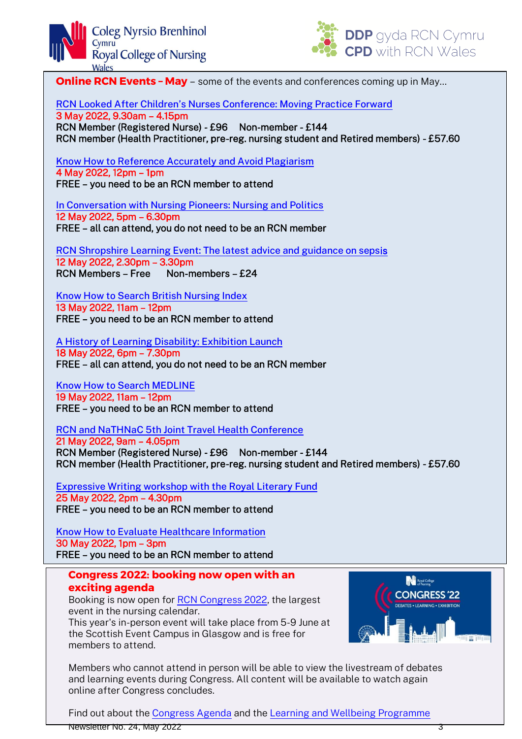**Online RCN Events – May** – some of the events and conferences coming up in May…

RCN Looked After Children's Nurses Conference: Moving Practice Forward
3 May 2022, 9.30am – 4.15pm
RCN Member (Registered Nurse) - £96 Non-member - £144
RCN member (Health Practitioner, pre-reg. nursing student and Retired members) - £57.60

Know How to Reference Accurately and Avoid Plagiarism
4 May 2022, 12pm – 1pm
FREE – you need to be an RCN member to attend

In Conversation with Nursing Pioneers: Nursing and Politics
12 May 2022, 5pm – 6.30pm
FREE – all can attend, you do not need to be an RCN member

RCN Shropshire Learning Event: The latest advice and guidance on sepsis
12 May 2022, 2.30pm – 3.30pm
RCN Members – Free Non-members – £24

Know How to Search British Nursing Index
13 May 2022, 11am – 12pm
FREE – you need to be an RCN member to attend

A History of Learning Disability: Exhibition Launch
18 May 2022, 6pm – 7.30pm
FREE – all can attend, you do not need to be an RCN member

Know How to Search MEDLINE
19 May 2022, 11am – 12pm
FREE – you need to be an RCN member to attend

RCN and NaTHNaC 5th Joint Travel Health Conference
21 May 2022, 9am – 4.05pm
RCN Member (Registered Nurse) - £96 Non-member - £144
RCN member (Health Practitioner, pre-reg. nursing student and Retired members) - £57.60

Expressive Writing workshop with the Royal Literary Fund
25 May 2022, 2pm – 4.30pm
FREE – you need to be an RCN member to attend

Know How to Evaluate Healthcare Information
30 May 2022, 1pm – 3pm
FREE – you need to be an RCN member to attend

**Congress 2022: booking now open with an exciting agenda**

Booking is now open for RCN Congress 2022, the largest event in the nursing calendar.
This year's in-person event will take place from 5-9 June at the Scottish Event Campus in Glasgow and is free for members to attend.

Members who cannot attend in person will be able to view the livestream of debates and learning events during Congress. All content will be available to watch again online after Congress concludes.

Find out about the Congress Agenda and the Learning and Wellbeing Programme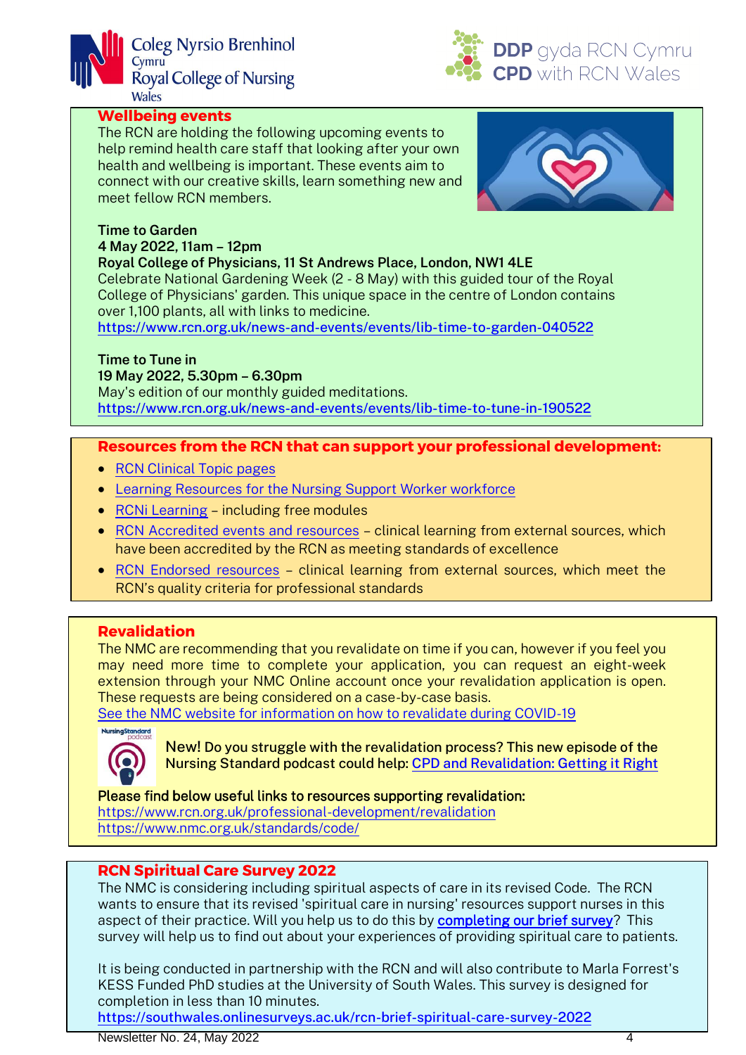## Wellbeing events

The RCN are holding the following upcoming events to help remind health care staff that looking after your own health and wellbeing is important. These events aim to connect with our creative skills, learn something new and meet fellow RCN members.

**Time to Garden**
**4 May 2022, 11am – 12pm**
**Royal College of Physicians, 11 St Andrews Place, London, NW1 4LE**
Celebrate National Gardening Week (2 - 8 May) with this guided tour of the Royal College of Physicians' garden. This unique space in the centre of London contains over 1,100 plants, all with links to medicine.
https://www.rcn.org.uk/news-and-events/events/lib-time-to-garden-040522

**Time to Tune in**
**19 May 2022, 5.30pm – 6.30pm**
May's edition of our monthly guided meditations.
https://www.rcn.org.uk/news-and-events/events/lib-time-to-tune-in-190522

## Resources from the RCN that can support your professional development:

- RCN Clinical Topic pages
- Learning Resources for the Nursing Support Worker workforce
- RCNi Learning – including free modules
- RCN Accredited events and resources – clinical learning from external sources, which have been accredited by the RCN as meeting standards of excellence
- RCN Endorsed resources – clinical learning from external sources, which meet the RCN's quality criteria for professional standards

## Revalidation

The NMC are recommending that you revalidate on time if you can, however if you feel you may need more time to complete your application, you can request an eight-week extension through your NMC Online account once your revalidation application is open. These requests are being considered on a case-by-case basis.
See the NMC website for information on how to revalidate during COVID-19

New! Do you struggle with the revalidation process? This new episode of the Nursing Standard podcast could help: CPD and Revalidation: Getting it Right

Please find below useful links to resources supporting revalidation:
https://www.rcn.org.uk/professional-development/revalidation
https://www.nmc.org.uk/standards/code/

## RCN Spiritual Care Survey 2022

The NMC is considering including spiritual aspects of care in its revised Code. The RCN wants to ensure that its revised 'spiritual care in nursing' resources support nurses in this aspect of their practice. Will you help us to do this by **completing our brief survey**? This survey will help us to find out about your experiences of providing spiritual care to patients.

It is being conducted in partnership with the RCN and will also contribute to Marla Forrest's KESS Funded PhD studies at the University of South Wales. This survey is designed for completion in less than 10 minutes.
https://southwales.onlinesurveys.ac.uk/rcn-brief-spiritual-care-survey-2022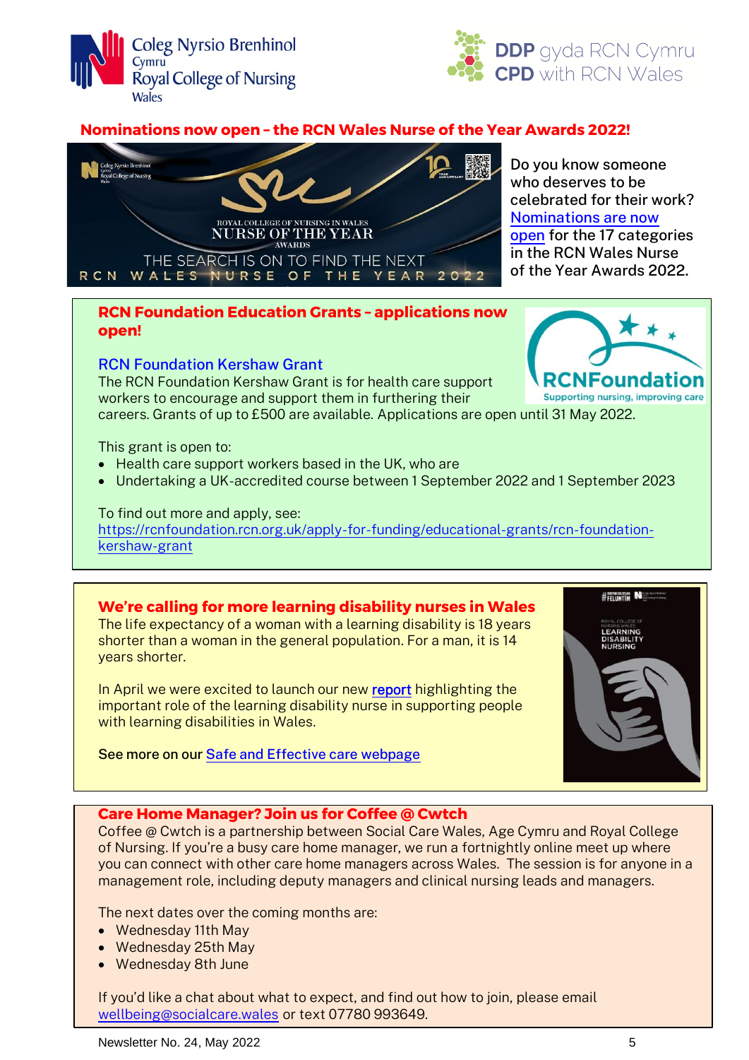## Nominations now open – the RCN Wales Nurse of the Year Awards 2022!

Do you know someone who deserves to be celebrated for their work? Nominations are now open for the 17 categories in the RCN Wales Nurse of the Year Awards 2022.

## RCN Foundation Education Grants – applications now open!

### RCN Foundation Kershaw Grant

The RCN Foundation Kershaw Grant is for health care support workers to encourage and support them in furthering their careers. Grants of up to £500 are available. Applications are open until 31 May 2022.

This grant is open to:

- Health care support workers based in the UK, who are
- Undertaking a UK-accredited course between 1 September 2022 and 1 September 2023

To find out more and apply, see:
https://rcnfoundation.rcn.org.uk/apply-for-funding/educational-grants/rcn-foundation-kershaw-grant

## We're calling for more learning disability nurses in Wales

The life expectancy of a woman with a learning disability is 18 years shorter than a woman in the general population. For a man, it is 14 years shorter.

In April we were excited to launch our new **report** highlighting the important role of the learning disability nurse in supporting people with learning disabilities in Wales.

See more on our Safe and Effective care webpage

## Care Home Manager? Join us for Coffee @ Cwtch

Coffee @ Cwtch is a partnership between Social Care Wales, Age Cymru and Royal College of Nursing. If you're a busy care home manager, we run a fortnightly online meet up where you can connect with other care home managers across Wales. The session is for anyone in a management role, including deputy managers and clinical nursing leads and managers.

The next dates over the coming months are:

- Wednesday 11th May
- Wednesday 25th May
- Wednesday 8th June

If you'd like a chat about what to expect, and find out how to join, please email wellbeing@socialcare.wales or text 07780 993649.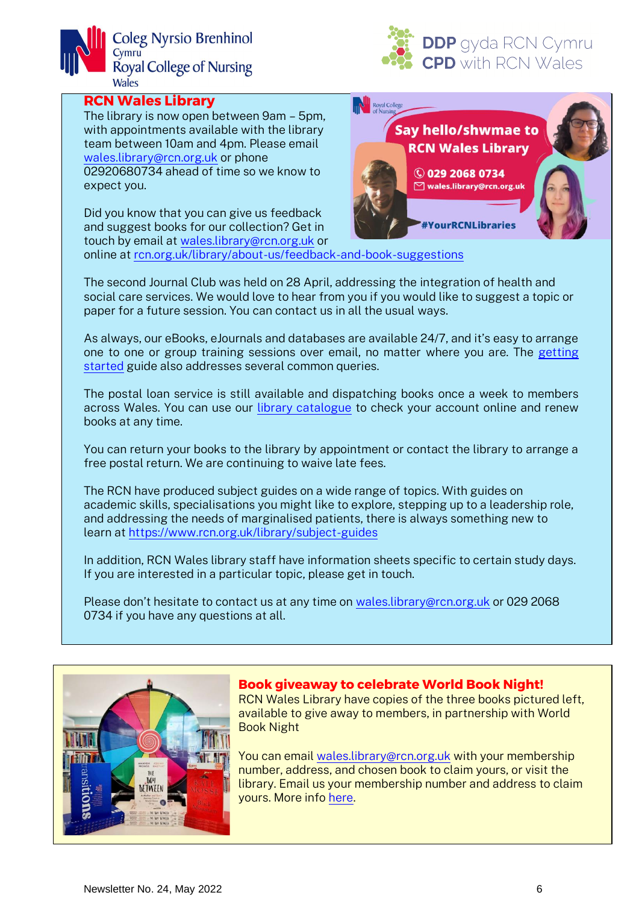## RCN Wales Library

The library is now open between 9am – 5pm, with appointments available with the library team between 10am and 4pm. Please email wales.library@rcn.org.uk or phone 02920680734 ahead of time so we know to expect you.

Did you know that you can give us feedback and suggest books for our collection? Get in touch by email at wales.library@rcn.org.uk or online at rcn.org.uk/library/about-us/feedback-and-book-suggestions

The second Journal Club was held on 28 April, addressing the integration of health and social care services. We would love to hear from you if you would like to suggest a topic or paper for a future session. You can contact us in all the usual ways.

As always, our eBooks, eJournals and databases are available 24/7, and it's easy to arrange one to one or group training sessions over email, no matter where you are. The getting started guide also addresses several common queries.

The postal loan service is still available and dispatching books once a week to members across Wales. You can use our library catalogue to check your account online and renew books at any time.

You can return your books to the library by appointment or contact the library to arrange a free postal return. We are continuing to waive late fees.

The RCN have produced subject guides on a wide range of topics. With guides on academic skills, specialisations you might like to explore, stepping up to a leadership role, and addressing the needs of marginalised patients, there is always something new to learn at https://www.rcn.org.uk/library/subject-guides

In addition, RCN Wales library staff have information sheets specific to certain study days. If you are interested in a particular topic, please get in touch.

Please don't hesitate to contact us at any time on wales.library@rcn.org.uk or 029 2068 0734 if you have any questions at all.

## Book giveaway to celebrate World Book Night!

RCN Wales Library have copies of the three books pictured left, available to give away to members, in partnership with World Book Night

You can email wales.library@rcn.org.uk with your membership number, address, and chosen book to claim yours, or visit the library. Email us your membership number and address to claim yours. More info here.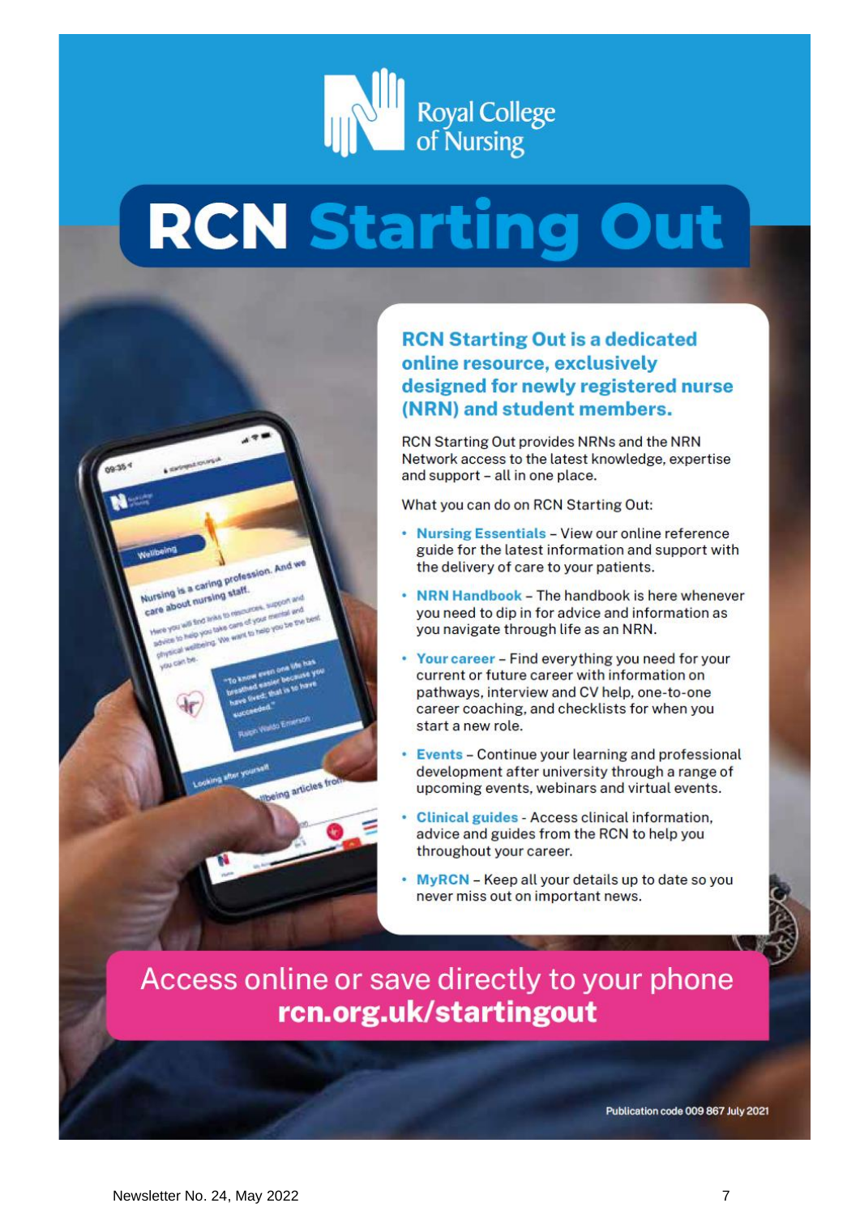Royal College of Nursing

# RCN Starting Out

## RCN Starting Out is a dedicated online resource, exclusively designed for newly registered nurse (NRN) and student members.

RCN Starting Out provides NRNs and the NRN Network access to the latest knowledge, expertise and support – all in one place.

What you can do on RCN Starting Out:

- **Nursing Essentials** – View our online reference guide for the latest information and support with the delivery of care to your patients.
- **NRN Handbook** – The handbook is here whenever you need to dip in for advice and information as you navigate through life as an NRN.
- **Your career** – Find everything you need for your current or future career with information on pathways, interview and CV help, one-to-one career coaching, and checklists for when you start a new role.
- **Events** – Continue your learning and professional development after university through a range of upcoming events, webinars and virtual events.
- **Clinical guides** - Access clinical information, advice and guides from the RCN to help you throughout your career.
- **MyRCN** – Keep all your details up to date so you never miss out on important news.

Access online or save directly to your phone
**rcn.org.uk/startingout**

Publication code 009 867 July 2021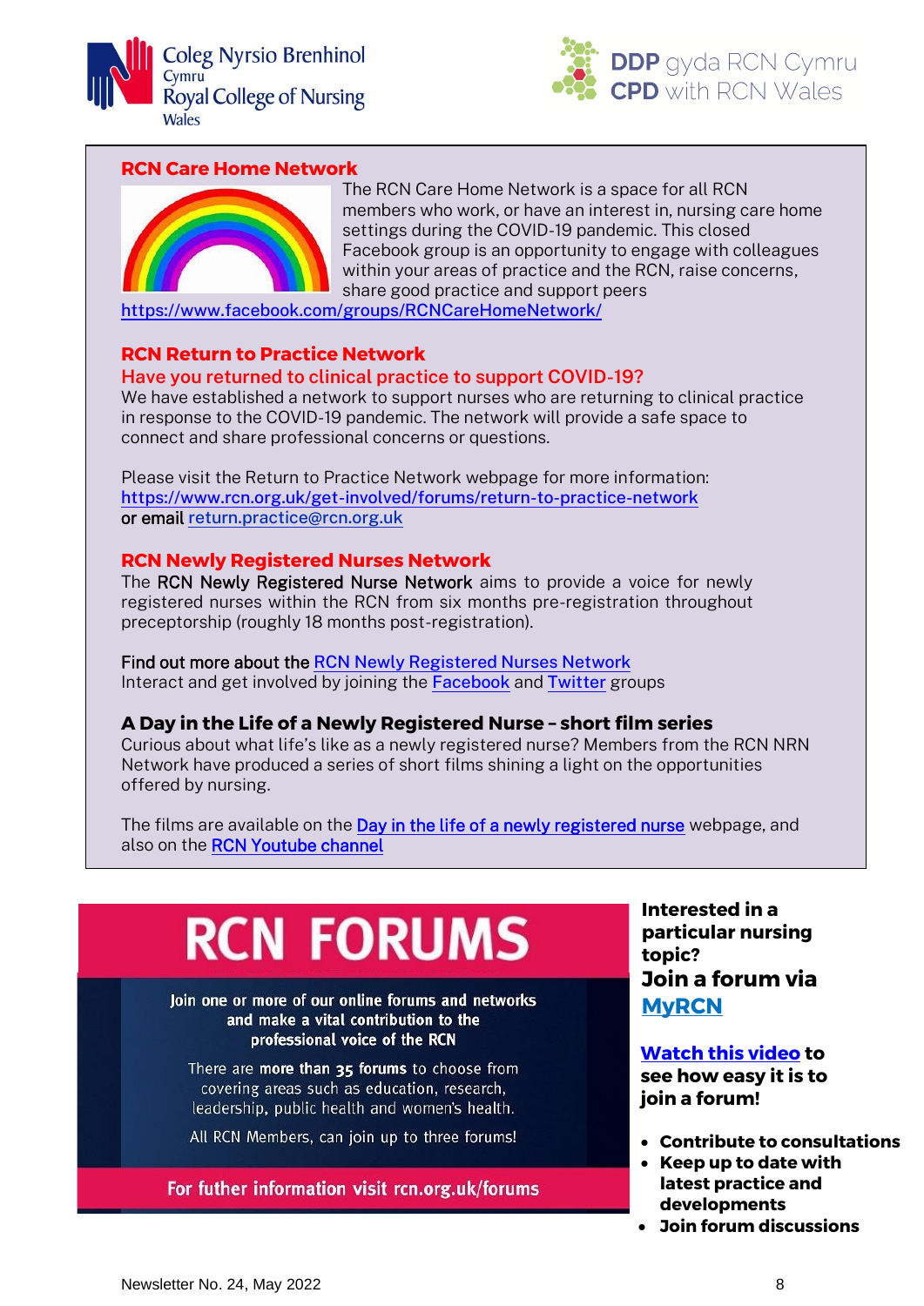## RCN Care Home Network

The RCN Care Home Network is a space for all RCN members who work, or have an interest in, nursing care home settings during the COVID-19 pandemic. This closed Facebook group is an opportunity to engage with colleagues within your areas of practice and the RCN, raise concerns, share good practice and support peers

https://www.facebook.com/groups/RCNCareHomeNetwork/

## RCN Return to Practice Network

### Have you returned to clinical practice to support COVID-19?

We have established a network to support nurses who are returning to clinical practice in response to the COVID-19 pandemic. The network will provide a safe space to connect and share professional concerns or questions.

Please visit the Return to Practice Network webpage for more information: https://www.rcn.org.uk/get-involved/forums/return-to-practice-network
or email return.practice@rcn.org.uk

## RCN Newly Registered Nurses Network

The RCN Newly Registered Nurse Network aims to provide a voice for newly registered nurses within the RCN from six months pre-registration throughout preceptorship (roughly 18 months post-registration).

Find out more about the RCN Newly Registered Nurses Network
Interact and get involved by joining the Facebook and Twitter groups

### A Day in the Life of a Newly Registered Nurse – short film series

Curious about what life's like as a newly registered nurse? Members from the RCN NRN Network have produced a series of short films shining a light on the opportunities offered by nursing.

The films are available on the Day in the life of a newly registered nurse webpage, and also on the RCN Youtube channel

# RCN FORUMS

Join one or more of our online forums and networks and make a vital contribution to the professional voice of the RCN

There are **more than 35 forums** to choose from covering areas such as education, research, leadership, public health and women's health.

All RCN Members, can join up to three forums!

For futher information visit rcn.org.uk/forums

**Interested in a particular nursing topic?**
**Join a forum via MyRCN**

**Watch this video to see how easy it is to join a forum!**

- **Contribute to consultations**
- **Keep up to date with latest practice and developments**
- **Join forum discussions**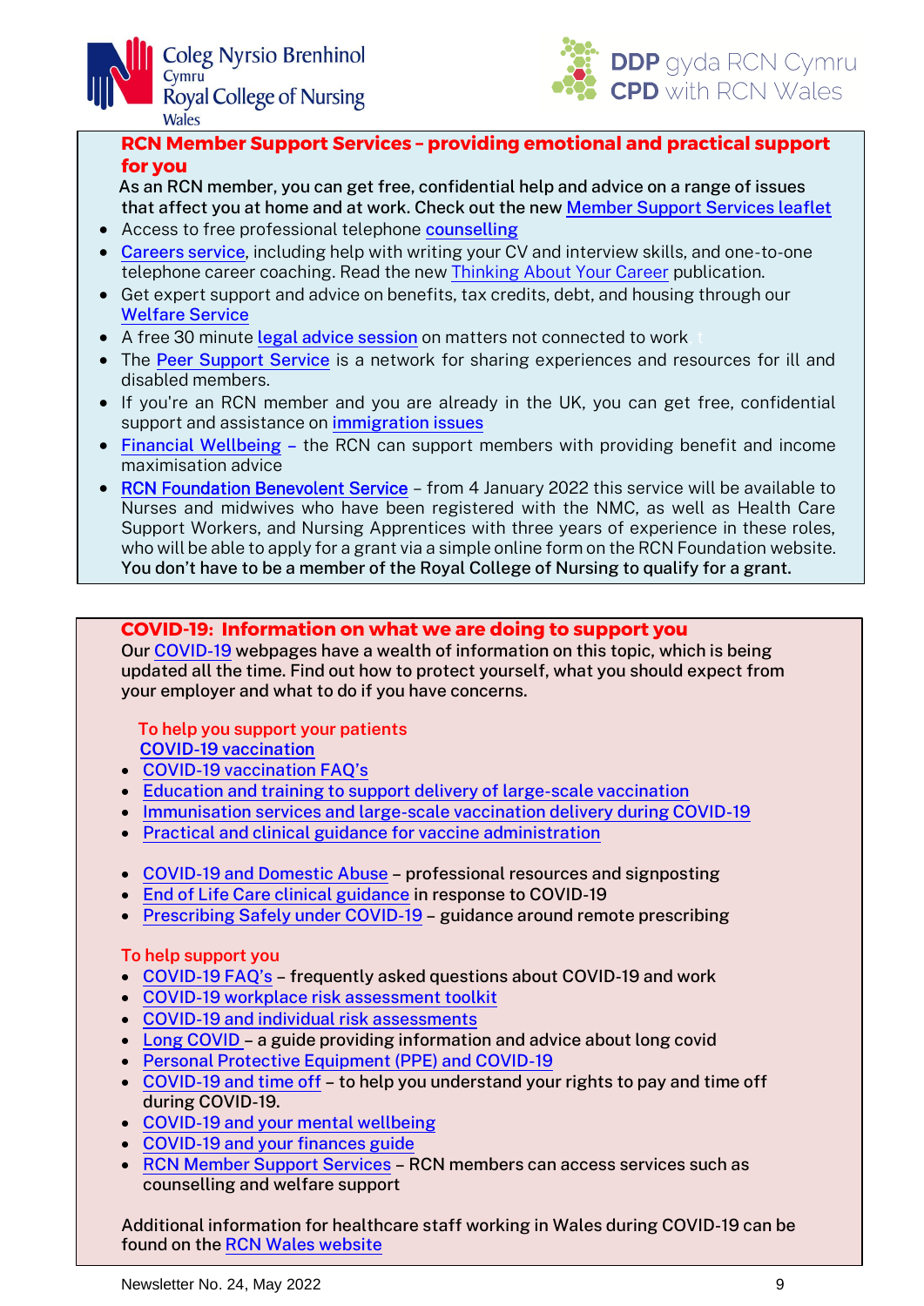## RCN Member Support Services – providing emotional and practical support for you

As an RCN member, you can get free, confidential help and advice on a range of issues that affect you at home and at work. Check out the new Member Support Services leaflet

- Access to free professional telephone counselling
- Careers service, including help with writing your CV and interview skills, and one-to-one telephone career coaching. Read the new Thinking About Your Career publication.
- Get expert support and advice on benefits, tax credits, debt, and housing through our Welfare Service
- A free 30 minute legal advice session on matters not connected to work
- The Peer Support Service is a network for sharing experiences and resources for ill and disabled members.
- If you're an RCN member and you are already in the UK, you can get free, confidential support and assistance on immigration issues
- Financial Wellbeing – the RCN can support members with providing benefit and income maximisation advice
- RCN Foundation Benevolent Service – from 4 January 2022 this service will be available to Nurses and midwives who have been registered with the NMC, as well as Health Care Support Workers, and Nursing Apprentices with three years of experience in these roles, who will be able to apply for a grant via a simple online form on the RCN Foundation website. **You don't have to be a member of the Royal College of Nursing to qualify for a grant.**

## COVID-19: Information on what we are doing to support you

Our COVID-19 webpages have a wealth of information on this topic, which is being updated all the time. Find out how to protect yourself, what you should expect from your employer and what to do if you have concerns.

**To help you support your patients**

COVID-19 vaccination

- COVID-19 vaccination FAQ's
- Education and training to support delivery of large-scale vaccination
- Immunisation services and large-scale vaccination delivery during COVID-19
- Practical and clinical guidance for vaccine administration

- COVID-19 and Domestic Abuse – professional resources and signposting
- End of Life Care clinical guidance in response to COVID-19
- Prescribing Safely under COVID-19 – guidance around remote prescribing

**To help support you**

- COVID-19 FAQ's – frequently asked questions about COVID-19 and work
- COVID-19 workplace risk assessment toolkit
- COVID-19 and individual risk assessments
- Long COVID – a guide providing information and advice about long covid
- Personal Protective Equipment (PPE) and COVID-19
- COVID-19 and time off – to help you understand your rights to pay and time off during COVID-19.
- COVID-19 and your mental wellbeing
- COVID-19 and your finances guide
- RCN Member Support Services – RCN members can access services such as counselling and welfare support

Additional information for healthcare staff working in Wales during COVID-19 can be found on the RCN Wales website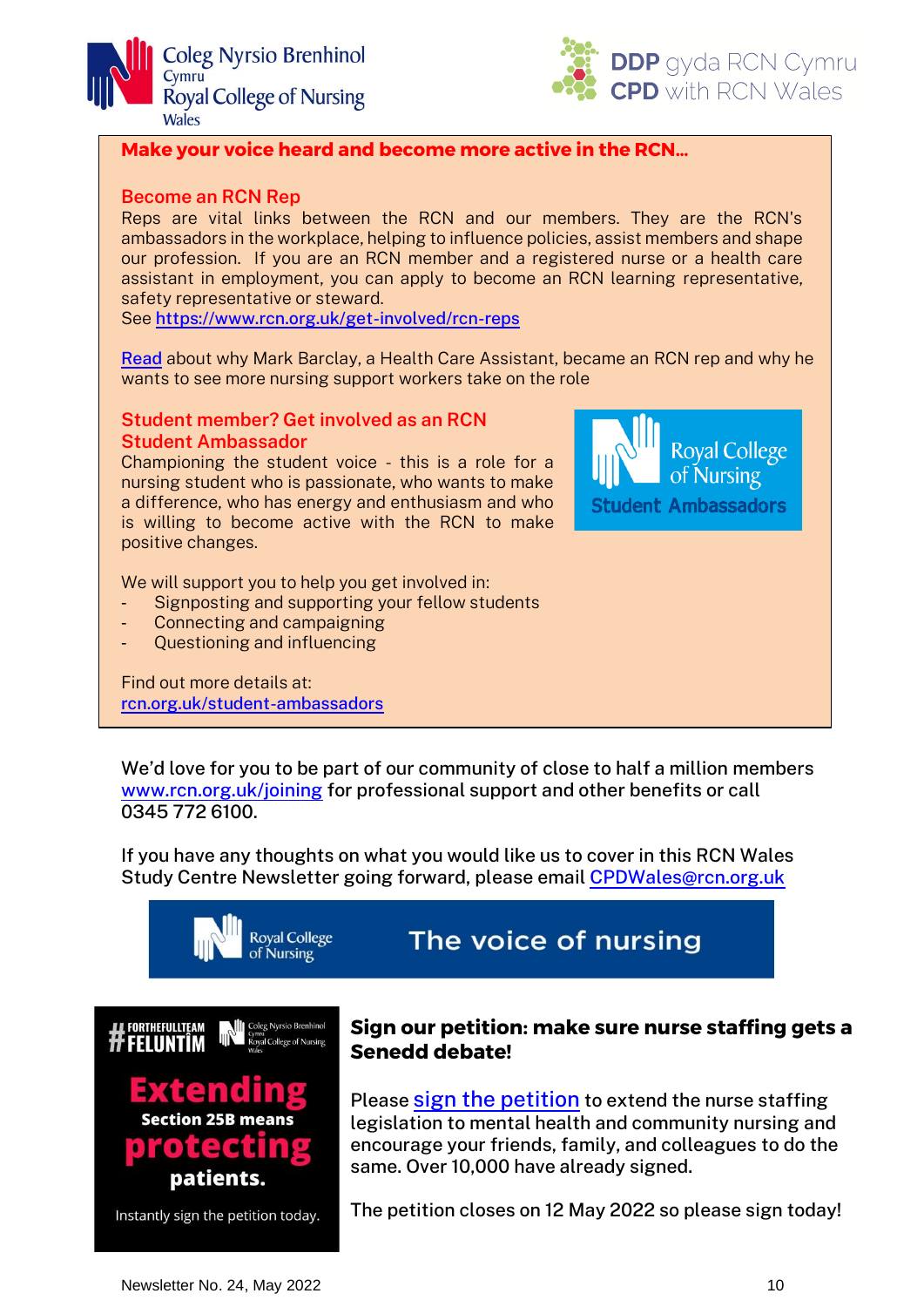**Make your voice heard and become more active in the RCN…**

### Become an RCN Rep

Reps are vital links between the RCN and our members. They are the RCN's ambassadors in the workplace, helping to influence policies, assist members and shape our profession. If you are an RCN member and a registered nurse or a health care assistant in employment, you can apply to become an RCN learning representative, safety representative or steward.
See https://www.rcn.org.uk/get-involved/rcn-reps

Read about why Mark Barclay, a Health Care Assistant, became an RCN rep and why he wants to see more nursing support workers take on the role

### Student member? Get involved as an RCN Student Ambassador

Championing the student voice - this is a role for a nursing student who is passionate, who wants to make a difference, who has energy and enthusiasm and who is willing to become active with the RCN to make positive changes.

We will support you to help you get involved in:
- Signposting and supporting your fellow students
- Connecting and campaigning
- Questioning and influencing

Find out more details at:
rcn.org.uk/student-ambassadors

We'd love for you to be part of our community of close to half a million members www.rcn.org.uk/joining for professional support and other benefits or call 0345 772 6100.

If you have any thoughts on what you would like us to cover in this RCN Wales Study Centre Newsletter going forward, please email CPDWales@rcn.org.uk

### Sign our petition: make sure nurse staffing gets a Senedd debate!

Please sign the petition to extend the nurse staffing legislation to mental health and community nursing and encourage your friends, family, and colleagues to do the same. Over 10,000 have already signed.

The petition closes on 12 May 2022 so please sign today!